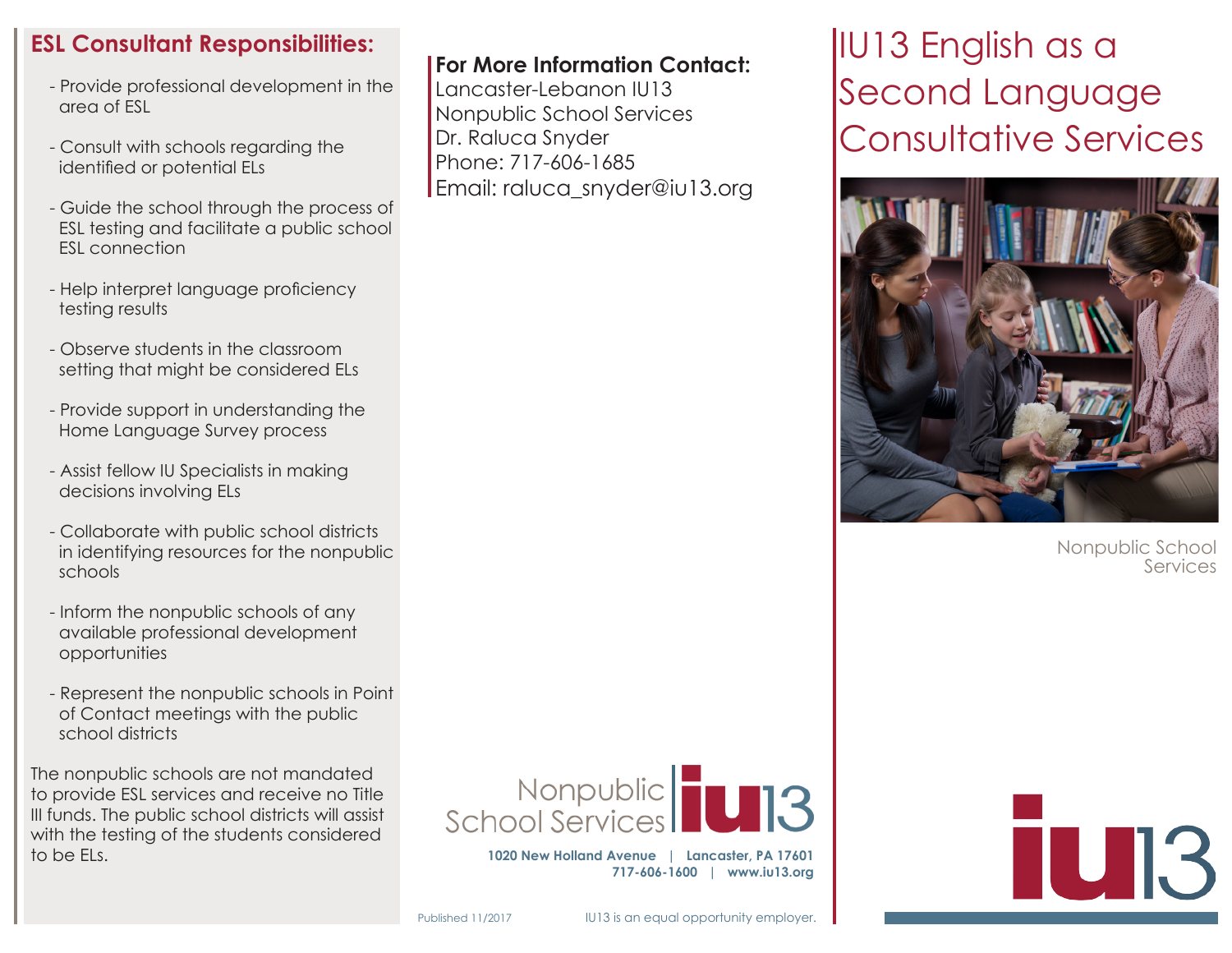## ESL Consultant Responsibilities:

- Provide professional development in the area of ESL
- Consult with schools regarding the identified or potential ELs
- Guide the school through the process of ESL testing and facilitate a public school ESL connection
- Help interpret language proficiency testing results
- Observe students in the classroom setting that might be considered ELs
- Provide support in understanding the Home Language Survey process
- Assist fellow IU Specialists in making decisions involving ELs
- Collaborate with public school districts in identifying resources for the nonpublic schools
- Inform the nonpublic schools of any available professional development opportunities
- Represent the nonpublic schools in Point of Contact meetings with the public school districts

The nonpublic schools are not mandated to provide ESL services and receive no Title III funds. The public school districts will assist with the testing of the students considered to be ELs.

**For More Information Contact:**
Lancaster-Lebanon IU13
Nonpublic School Services
Dr. Raluca Snyder
Phone: 717-606-1685
Email: raluca_snyder@iu13.org

Nonpublic School Services | iu13

**1020 New Holland Avenue | Lancaster, PA 17601**
**717-606-1600 | www.iu13.org**

Published 11/2017

IU13 is an equal opportunity employer.

# IU13 English as a Second Language Consultative Services

Nonpublic School Services

iu13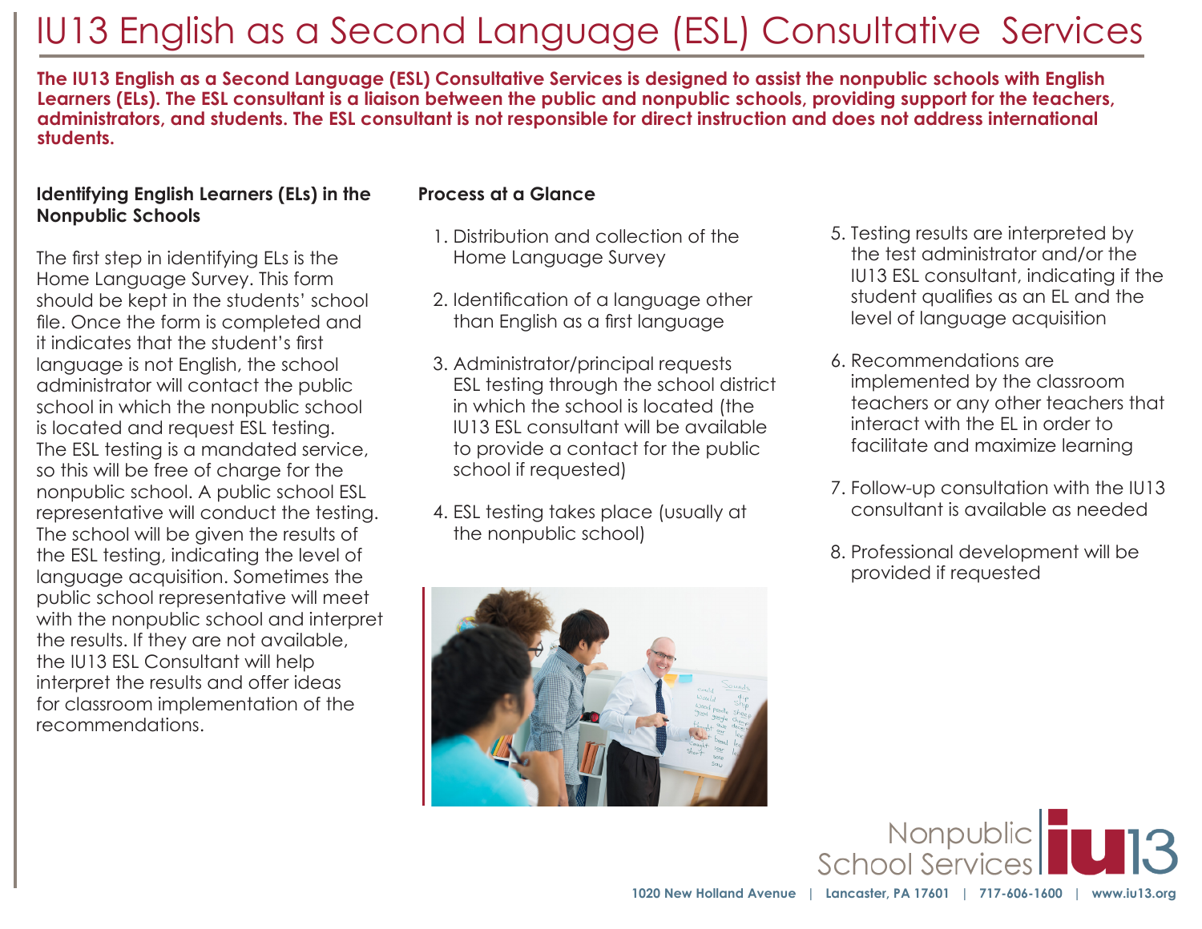# IU13 English as a Second Language (ESL) Consultative Services

**The IU13 English as a Second Language (ESL) Consultative Services is designed to assist the nonpublic schools with English Learners (ELs). The ESL consultant is a liaison between the public and nonpublic schools, providing support for the teachers, administrators, and students. The ESL consultant is not responsible for direct instruction and does not address international students.**

### Identifying English Learners (ELs) in the Nonpublic Schools

The first step in identifying ELs is the Home Language Survey. This form should be kept in the students' school file. Once the form is completed and it indicates that the student's first language is not English, the school administrator will contact the public school in which the nonpublic school is located and request ESL testing. The ESL testing is a mandated service, so this will be free of charge for the nonpublic school. A public school ESL representative will conduct the testing. The school will be given the results of the ESL testing, indicating the level of language acquisition. Sometimes the public school representative will meet with the nonpublic school and interpret the results. If they are not available, the IU13 ESL Consultant will help interpret the results and offer ideas for classroom implementation of the recommendations.

### Process at a Glance

1. Distribution and collection of the Home Language Survey
2. Identification of a language other than English as a first language
3. Administrator/principal requests ESL testing through the school district in which the school is located (the IU13 ESL consultant will be available to provide a contact for the public school if requested)
4. ESL testing takes place (usually at the nonpublic school)
5. Testing results are interpreted by the test administrator and/or the IU13 ESL consultant, indicating if the student qualifies as an EL and the level of language acquisition
6. Recommendations are implemented by the classroom teachers or any other teachers that interact with the EL in order to facilitate and maximize learning
7. Follow-up consultation with the IU13 consultant is available as needed
8. Professional development will be provided if requested

Nonpublic School Services iu13

1020 New Holland Avenue | Lancaster, PA 17601 | 717-606-1600 | www.iu13.org